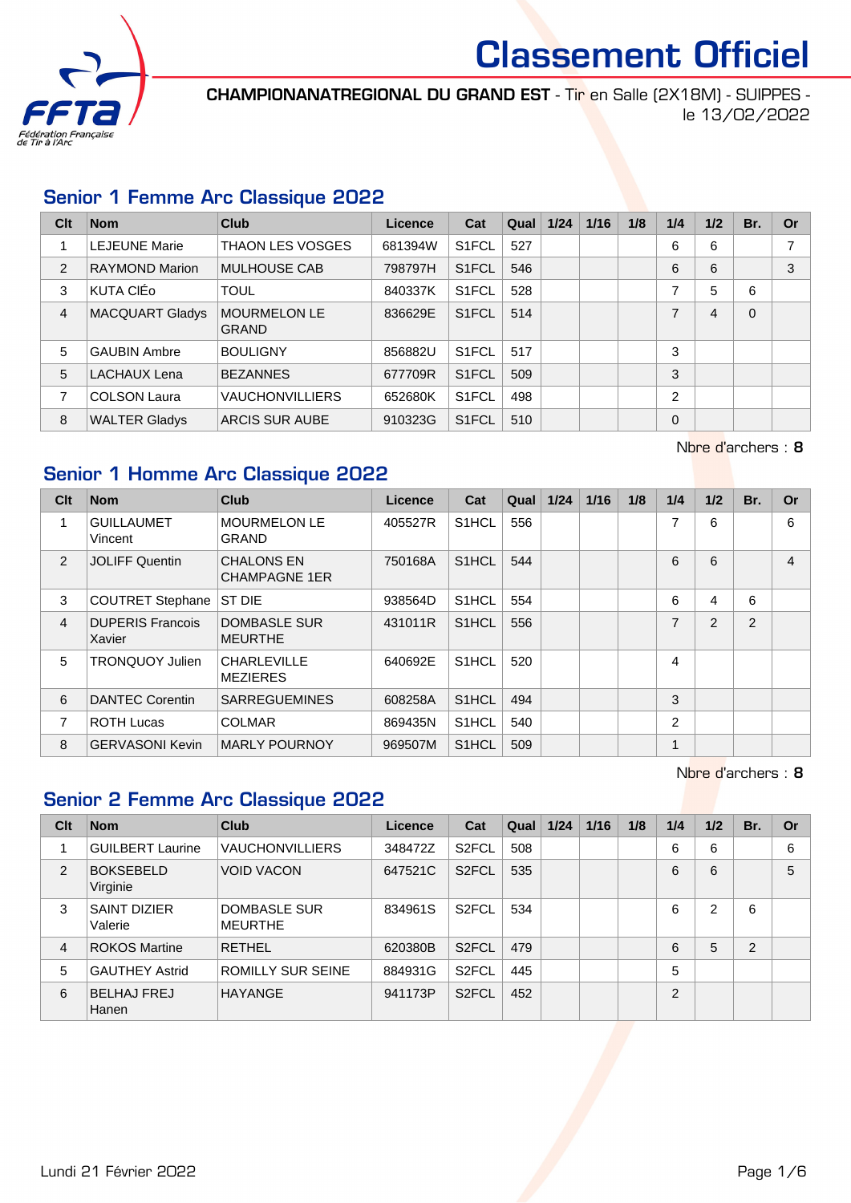# Classement Officiel

**CHAMPIONANATREGIONAL DU GRAND EST** - Tir en Salle (2X18M) - SUIPPES - le 13/02/2022

## Senior 1 Femme Arc Classique 2022

| Clt | Nom | Club | Licence | Cat | Qual | 1/24 | 1/16 | 1/8 | 1/4 | 1/2 | Br. | Or |
|---|---|---|---|---|---|---|---|---|---|---|---|---|
| 1 | LEJEUNE Marie | THAON LES VOSGES | 681394W | S1FCL | 527 | | | | 6 | 6 | | 7 |
| 2 | RAYMOND Marion | MULHOUSE CAB | 798797H | S1FCL | 546 | | | | 6 | 6 | | 3 |
| 3 | KUTA ClÉo | TOUL | 840337K | S1FCL | 528 | | | | 7 | 5 | 6 | |
| 4 | MACQUART Gladys | MOURMELON LE GRAND | 836629E | S1FCL | 514 | | | | 7 | 4 | 0 | |
| 5 | GAUBIN Ambre | BOULIGNY | 856882U | S1FCL | 517 | | | | 3 | | | |
| 5 | LACHAUX Lena | BEZANNES | 677709R | S1FCL | 509 | | | | 3 | | | |
| 7 | COLSON Laura | VAUCHONVILLIERS | 652680K | S1FCL | 498 | | | | 2 | | | |
| 8 | WALTER Gladys | ARCIS SUR AUBE | 910323G | S1FCL | 510 | | | | 0 | | | |

Nbre d'archers : **8**

## Senior 1 Homme Arc Classique 2022

| Clt | Nom | Club | Licence | Cat | Qual | 1/24 | 1/16 | 1/8 | 1/4 | 1/2 | Br. | Or |
|---|---|---|---|---|---|---|---|---|---|---|---|---|
| 1 | GUILLAUMET Vincent | MOURMELON LE GRAND | 405527R | S1HCL | 556 | | | | 7 | 6 | | 6 |
| 2 | JOLIFF Quentin | CHALONS EN CHAMPAGNE 1ER | 750168A | S1HCL | 544 | | | | 6 | 6 | | 4 |
| 3 | COUTRET Stephane | ST DIE | 938564D | S1HCL | 554 | | | | 6 | 4 | 6 | |
| 4 | DUPERIS Francois Xavier | DOMBASLE SUR MEURTHE | 431011R | S1HCL | 556 | | | | 7 | 2 | 2 | |
| 5 | TRONQUOY Julien | CHARLEVILLE MEZIERES | 640692E | S1HCL | 520 | | | | 4 | | | |
| 6 | DANTEC Corentin | SARREGUEMINES | 608258A | S1HCL | 494 | | | | 3 | | | |
| 7 | ROTH Lucas | COLMAR | 869435N | S1HCL | 540 | | | | 2 | | | |
| 8 | GERVASONI Kevin | MARLY POURNOY | 969507M | S1HCL | 509 | | | | 1 | | | |

Nbre d'archers : **8**

## Senior 2 Femme Arc Classique 2022

| Clt | Nom | Club | Licence | Cat | Qual | 1/24 | 1/16 | 1/8 | 1/4 | 1/2 | Br. | Or |
|---|---|---|---|---|---|---|---|---|---|---|---|---|
| 1 | GUILBERT Laurine | VAUCHONVILLIERS | 348472Z | S2FCL | 508 | | | | 6 | 6 | | 6 |
| 2 | BOKSEBELD Virginie | VOID VACON | 647521C | S2FCL | 535 | | | | 6 | 6 | | 5 |
| 3 | SAINT DIZIER Valerie | DOMBASLE SUR MEURTHE | 834961S | S2FCL | 534 | | | | 6 | 2 | 6 | |
| 4 | ROKOS Martine | RETHEL | 620380B | S2FCL | 479 | | | | 6 | 5 | 2 | |
| 5 | GAUTHEY Astrid | ROMILLY SUR SEINE | 884931G | S2FCL | 445 | | | | 5 | | | |
| 6 | BELHAJ FREJ Hanen | HAYANGE | 941173P | S2FCL | 452 | | | | 2 | | | |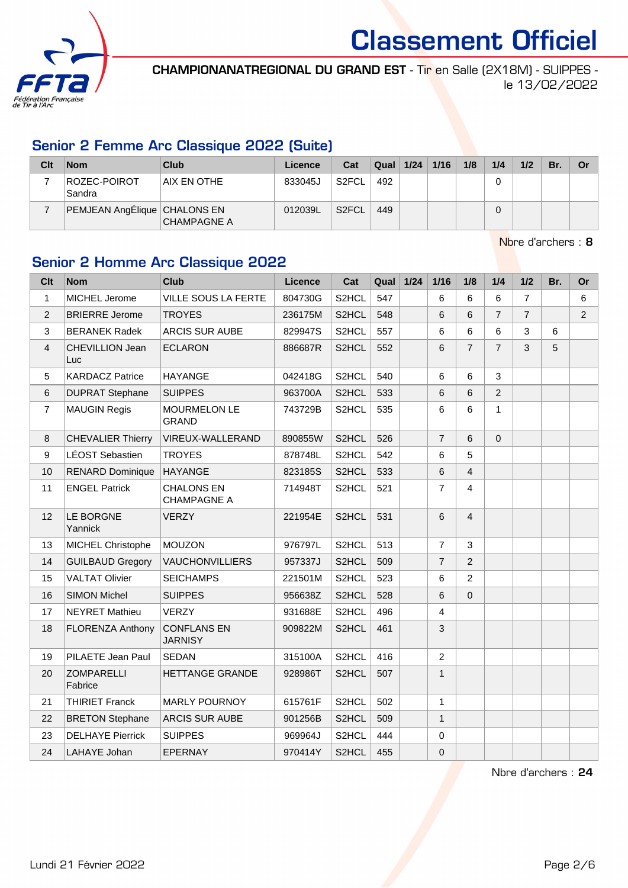# Classement Officiel

**CHAMPIONANATREGIONAL DU GRAND EST** - Tir en Salle (2X18M) - SUIPPES - le 13/02/2022

## Senior 2 Femme Arc Classique 2022 (Suite)

| Clt | Nom | Club | Licence | Cat | Qual | 1/24 | 1/16 | 1/8 | 1/4 | 1/2 | Br. | Or |
|---|---|---|---|---|---|---|---|---|---|---|---|---|
| 7 | ROZEC-POIROT Sandra | AIX EN OTHE | 833045J | S2FCL | 492 | | | | 0 | | | |
| 7 | PEMJEAN AngÉlique | CHALONS EN CHAMPAGNE A | 012039L | S2FCL | 449 | | | | 0 | | | |

Nbre d'archers : **8**

## Senior 2 Homme Arc Classique 2022

| Clt | Nom | Club | Licence | Cat | Qual | 1/24 | 1/16 | 1/8 | 1/4 | 1/2 | Br. | Or |
|---|---|---|---|---|---|---|---|---|---|---|---|---|
| 1 | MICHEL Jerome | VILLE SOUS LA FERTE | 804730G | S2HCL | 547 | | 6 | 6 | 6 | 7 | | 6 |
| 2 | BRIERRE Jerome | TROYES | 236175M | S2HCL | 548 | | 6 | 6 | 7 | 7 | | 2 |
| 3 | BERANEK Radek | ARCIS SUR AUBE | 829947S | S2HCL | 557 | | 6 | 6 | 6 | 3 | 6 | |
| 4 | CHEVILLION Jean Luc | ECLARON | 886687R | S2HCL | 552 | | 6 | 7 | 7 | 3 | 5 | |
| 5 | KARDACZ Patrice | HAYANGE | 042418G | S2HCL | 540 | | 6 | 6 | 3 | | | |
| 6 | DUPRAT Stephane | SUIPPES | 963700A | S2HCL | 533 | | 6 | 6 | 2 | | | |
| 7 | MAUGIN Regis | MOURMELON LE GRAND | 743729B | S2HCL | 535 | | 6 | 6 | 1 | | | |
| 8 | CHEVALIER Thierry | VIREUX-WALLERAND | 890855W | S2HCL | 526 | | 7 | 6 | 0 | | | |
| 9 | LÉOST Sebastien | TROYES | 878748L | S2HCL | 542 | | 6 | 5 | | | | |
| 10 | RENARD Dominique | HAYANGE | 823185S | S2HCL | 533 | | 6 | 4 | | | | |
| 11 | ENGEL Patrick | CHALONS EN CHAMPAGNE A | 714948T | S2HCL | 521 | | 7 | 4 | | | | |
| 12 | LE BORGNE Yannick | VERZY | 221954E | S2HCL | 531 | | 6 | 4 | | | | |
| 13 | MICHEL Christophe | MOUZON | 976797L | S2HCL | 513 | | 7 | 3 | | | | |
| 14 | GUILBAUD Gregory | VAUCHONVILLIERS | 957337J | S2HCL | 509 | | 7 | 2 | | | | |
| 15 | VALTAT Olivier | SEICHAMPS | 221501M | S2HCL | 523 | | 6 | 2 | | | | |
| 16 | SIMON Michel | SUIPPES | 956638Z | S2HCL | 528 | | 6 | 0 | | | | |
| 17 | NEYRET Mathieu | VERZY | 931688E | S2HCL | 496 | | 4 | | | | | |
| 18 | FLORENZA Anthony | CONFLANS EN JARNISY | 909822M | S2HCL | 461 | | 3 | | | | | |
| 19 | PILAETE Jean Paul | SEDAN | 315100A | S2HCL | 416 | | 2 | | | | | |
| 20 | ZOMPARELLI Fabrice | HETTANGE GRANDE | 928986T | S2HCL | 507 | | 1 | | | | | |
| 21 | THIRIET Franck | MARLY POURNOY | 615761F | S2HCL | 502 | | 1 | | | | | |
| 22 | BRETON Stephane | ARCIS SUR AUBE | 901256B | S2HCL | 509 | | 1 | | | | | |
| 23 | DELHAYE Pierrick | SUIPPES | 969964J | S2HCL | 444 | | 0 | | | | | |
| 24 | LAHAYE Johan | EPERNAY | 970414Y | S2HCL | 455 | | 0 | | | | | |

Nbre d'archers : **24**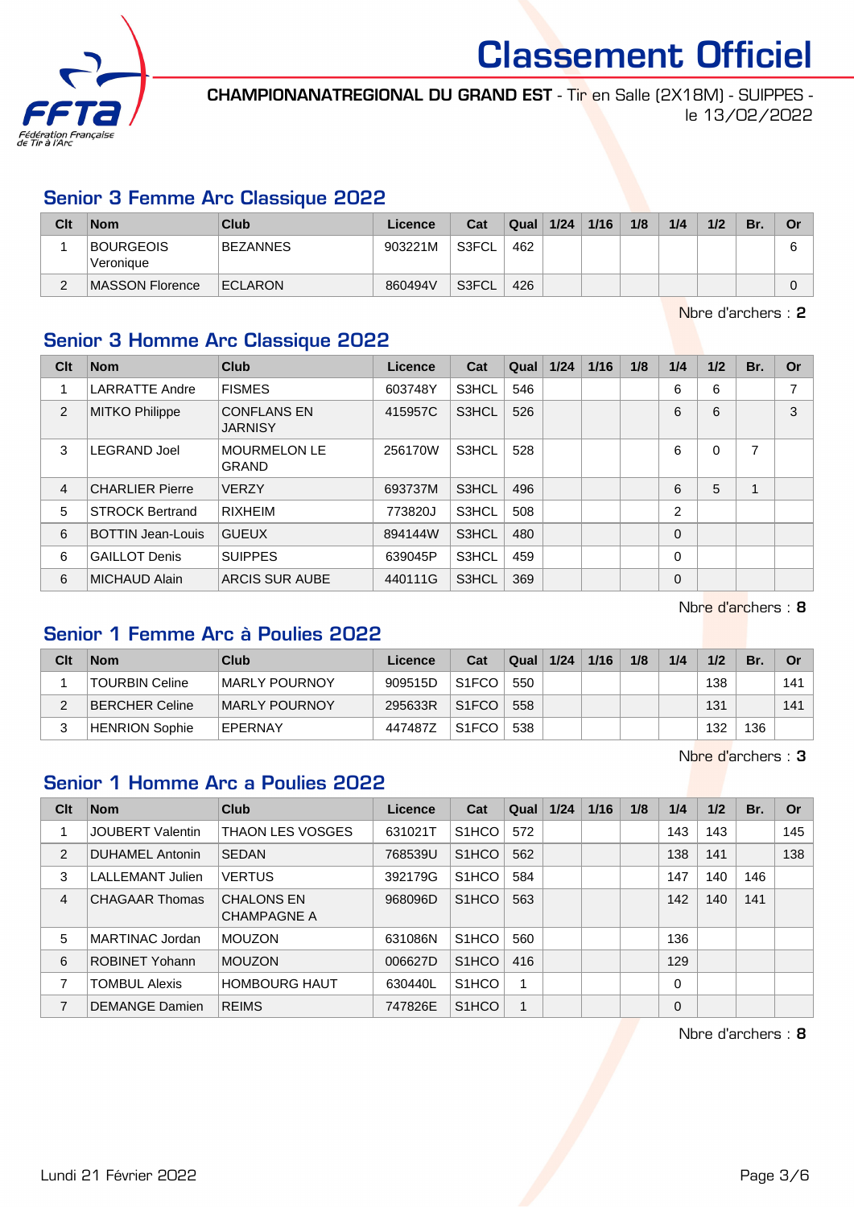# Classement Officiel

**CHAMPIONANATREGIONAL DU GRAND EST** - Tir en Salle (2X18M) - SUIPPES - le 13/02/2022

## Senior 3 Femme Arc Classique 2022

| Clt | Nom | Club | Licence | Cat | Qual | 1/24 | 1/16 | 1/8 | 1/4 | 1/2 | Br. | Or |
|---|---|---|---|---|---|---|---|---|---|---|---|---|
| 1 | BOURGEOIS Veronique | BEZANNES | 903221M | S3FCL | 462 | | | | | | | 6 |
| 2 | MASSON Florence | ECLARON | 860494V | S3FCL | 426 | | | | | | | 0 |

Nbre d'archers : **2**

## Senior 3 Homme Arc Classique 2022

| Clt | Nom | Club | Licence | Cat | Qual | 1/24 | 1/16 | 1/8 | 1/4 | 1/2 | Br. | Or |
|---|---|---|---|---|---|---|---|---|---|---|---|---|
| 1 | LARRATTE Andre | FISMES | 603748Y | S3HCL | 546 | | | | 6 | 6 | | 7 |
| 2 | MITKO Philippe | CONFLANS EN JARNISY | 415957C | S3HCL | 526 | | | | 6 | 6 | | 3 |
| 3 | LEGRAND Joel | MOURMELON LE GRAND | 256170W | S3HCL | 528 | | | | 6 | 0 | 7 | |
| 4 | CHARLIER Pierre | VERZY | 693737M | S3HCL | 496 | | | | 6 | 5 | 1 | |
| 5 | STROCK Bertrand | RIXHEIM | 773820J | S3HCL | 508 | | | | 2 | | | |
| 6 | BOTTIN Jean-Louis | GUEUX | 894144W | S3HCL | 480 | | | | 0 | | | |
| 6 | GAILLOT Denis | SUIPPES | 639045P | S3HCL | 459 | | | | 0 | | | |
| 6 | MICHAUD Alain | ARCIS SUR AUBE | 440111G | S3HCL | 369 | | | | 0 | | | |

Nbre d'archers : **8**

## Senior 1 Femme Arc à Poulies 2022

| Clt | Nom | Club | Licence | Cat | Qual | 1/24 | 1/16 | 1/8 | 1/4 | 1/2 | Br. | Or |
|---|---|---|---|---|---|---|---|---|---|---|---|---|
| 1 | TOURBIN Celine | MARLY POURNOY | 909515D | S1FCO | 550 | | | | | 138 | | 141 |
| 2 | BERCHER Celine | MARLY POURNOY | 295633R | S1FCO | 558 | | | | | 131 | | 141 |
| 3 | HENRION Sophie | EPERNAY | 447487Z | S1FCO | 538 | | | | | 132 | 136 | |

Nbre d'archers : **3**

## Senior 1 Homme Arc a Poulies 2022

| Clt | Nom | Club | Licence | Cat | Qual | 1/24 | 1/16 | 1/8 | 1/4 | 1/2 | Br. | Or |
|---|---|---|---|---|---|---|---|---|---|---|---|---|
| 1 | JOUBERT Valentin | THAON LES VOSGES | 631021T | S1HCO | 572 | | | | 143 | 143 | | 145 |
| 2 | DUHAMEL Antonin | SEDAN | 768539U | S1HCO | 562 | | | | 138 | 141 | | 138 |
| 3 | LALLEMANT Julien | VERTUS | 392179G | S1HCO | 584 | | | | 147 | 140 | 146 | |
| 4 | CHAGAAR Thomas | CHALONS EN CHAMPAGNE A | 968096D | S1HCO | 563 | | | | 142 | 140 | 141 | |
| 5 | MARTINAC Jordan | MOUZON | 631086N | S1HCO | 560 | | | | 136 | | | |
| 6 | ROBINET Yohann | MOUZON | 006627D | S1HCO | 416 | | | | 129 | | | |
| 7 | TOMBUL Alexis | HOMBOURG HAUT | 630440L | S1HCO | 1 | | | | 0 | | | |
| 7 | DEMANGE Damien | REIMS | 747826E | S1HCO | 1 | | | | 0 | | | |

Nbre d'archers : **8**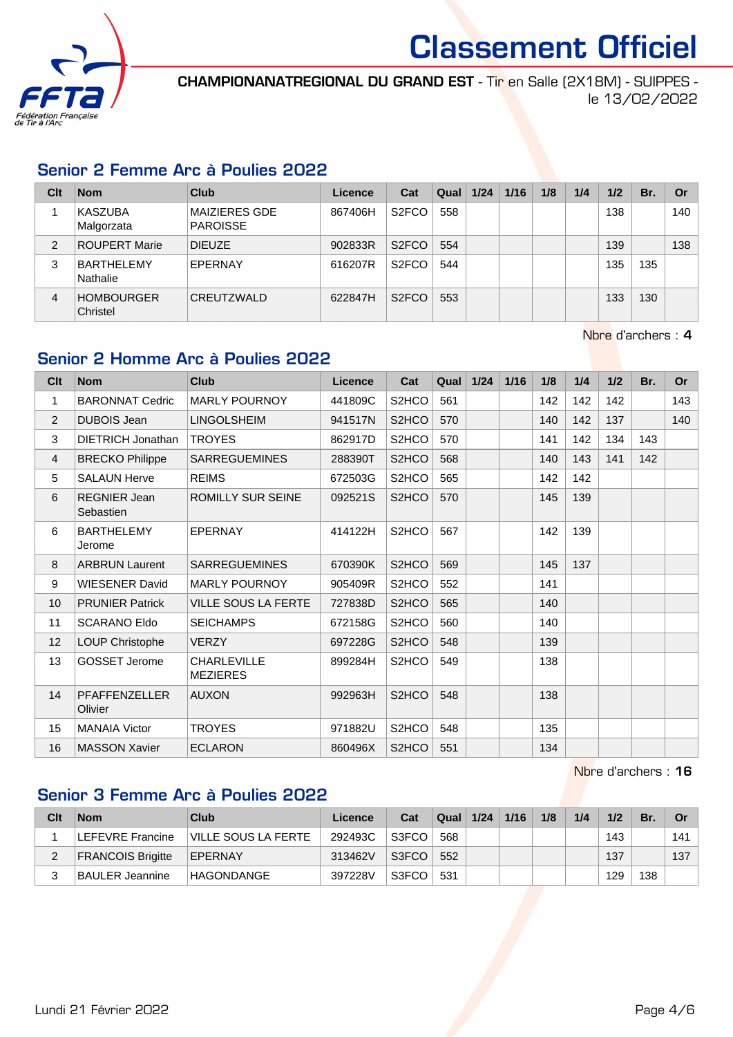# Classement Officiel

**CHAMPIONANATREGIONAL DU GRAND EST** - Tir en Salle (2X18M) - SUIPPES - le 13/02/2022

## Senior 2 Femme Arc à Poulies 2022

| Clt | Nom | Club | Licence | Cat | Qual | 1/24 | 1/16 | 1/8 | 1/4 | 1/2 | Br. | Or |
|---|---|---|---|---|---|---|---|---|---|---|---|---|
| 1 | KASZUBA Malgorzata | MAIZIERES GDE PAROISSE | 867406H | S2FCO | 558 | | | | | 138 | | 140 |
| 2 | ROUPERT Marie | DIEUZE | 902833R | S2FCO | 554 | | | | | 139 | | 138 |
| 3 | BARTHELEMY Nathalie | EPERNAY | 616207R | S2FCO | 544 | | | | | 135 | 135 | |
| 4 | HOMBOURGER Christel | CREUTZWALD | 622847H | S2FCO | 553 | | | | | 133 | 130 | |

Nbre d'archers : **4**

## Senior 2 Homme Arc à Poulies 2022

| Clt | Nom | Club | Licence | Cat | Qual | 1/24 | 1/16 | 1/8 | 1/4 | 1/2 | Br. | Or |
|---|---|---|---|---|---|---|---|---|---|---|---|---|
| 1 | BARONNAT Cedric | MARLY POURNOY | 441809C | S2HCO | 561 | | | 142 | 142 | 142 | | 143 |
| 2 | DUBOIS Jean | LINGOLSHEIM | 941517N | S2HCO | 570 | | | 140 | 142 | 137 | | 140 |
| 3 | DIETRICH Jonathan | TROYES | 862917D | S2HCO | 570 | | | 141 | 142 | 134 | 143 | |
| 4 | BRECKO Philippe | SARREGUEMINES | 288390T | S2HCO | 568 | | | 140 | 143 | 141 | 142 | |
| 5 | SALAUN Herve | REIMS | 672503G | S2HCO | 565 | | | 142 | 142 | | | |
| 6 | REGNIER Jean Sebastien | ROMILLY SUR SEINE | 092521S | S2HCO | 570 | | | 145 | 139 | | | |
| 6 | BARTHELEMY Jerome | EPERNAY | 414122H | S2HCO | 567 | | | 142 | 139 | | | |
| 8 | ARBRUN Laurent | SARREGUEMINES | 670390K | S2HCO | 569 | | | 145 | 137 | | | |
| 9 | WIESENER David | MARLY POURNOY | 905409R | S2HCO | 552 | | | 141 | | | | |
| 10 | PRUNIER Patrick | VILLE SOUS LA FERTE | 727838D | S2HCO | 565 | | | 140 | | | | |
| 11 | SCARANO Eldo | SEICHAMPS | 672158G | S2HCO | 560 | | | 140 | | | | |
| 12 | LOUP Christophe | VERZY | 697228G | S2HCO | 548 | | | 139 | | | | |
| 13 | GOSSET Jerome | CHARLEVILLE MEZIERES | 899284H | S2HCO | 549 | | | 138 | | | | |
| 14 | PFAFFENZELLER Olivier | AUXON | 992963H | S2HCO | 548 | | | 138 | | | | |
| 15 | MANAIA Victor | TROYES | 971882U | S2HCO | 548 | | | 135 | | | | |
| 16 | MASSON Xavier | ECLARON | 860496X | S2HCO | 551 | | | 134 | | | | |

Nbre d'archers : **16**

## Senior 3 Femme Arc à Poulies 2022

| Clt | Nom | Club | Licence | Cat | Qual | 1/24 | 1/16 | 1/8 | 1/4 | 1/2 | Br. | Or |
|---|---|---|---|---|---|---|---|---|---|---|---|---|
| 1 | LEFEVRE Francine | VILLE SOUS LA FERTE | 292493C | S3FCO | 568 | | | | | 143 | | 141 |
| 2 | FRANCOIS Brigitte | EPERNAY | 313462V | S3FCO | 552 | | | | | 137 | | 137 |
| 3 | BAULER Jeannine | HAGONDANGE | 397228V | S3FCO | 531 | | | | | 129 | 138 | |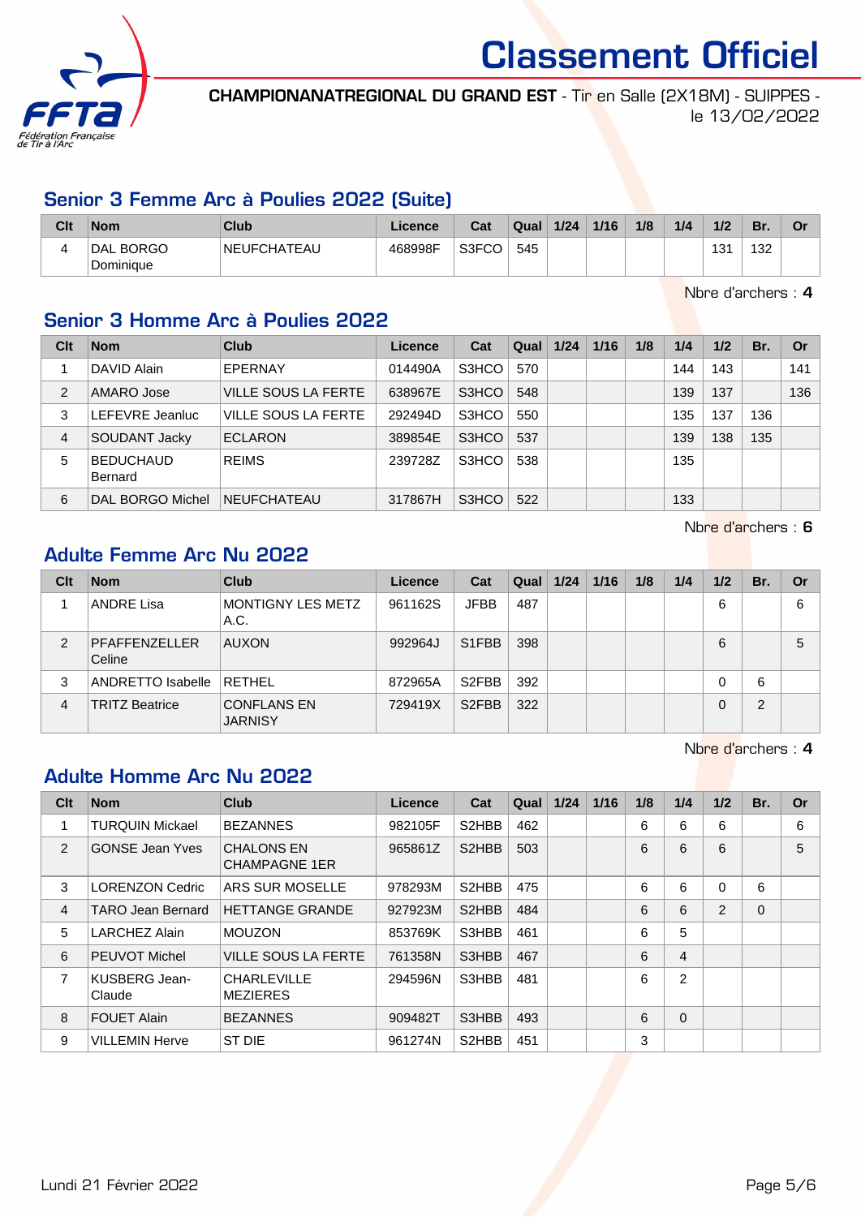# Classement Officiel

**CHAMPIONANATREGIONAL DU GRAND EST** - Tir en Salle (2X18M) - SUIPPES - le 13/02/2022

## Senior 3 Femme Arc à Poulies 2022 (Suite)

| Clt | Nom | Club | Licence | Cat | Qual | 1/24 | 1/16 | 1/8 | 1/4 | 1/2 | Br. | Or |
|---|---|---|---|---|---|---|---|---|---|---|---|---|
| 4 | DAL BORGO Dominique | NEUFCHATEAU | 468998F | S3FCO | 545 | | | | | 131 | 132 | |

Nbre d'archers : **4**

## Senior 3 Homme Arc à Poulies 2022

| Clt | Nom | Club | Licence | Cat | Qual | 1/24 | 1/16 | 1/8 | 1/4 | 1/2 | Br. | Or |
|---|---|---|---|---|---|---|---|---|---|---|---|---|
| 1 | DAVID Alain | EPERNAY | 014490A | S3HCO | 570 | | | | 144 | 143 | | 141 |
| 2 | AMARO Jose | VILLE SOUS LA FERTE | 638967E | S3HCO | 548 | | | | 139 | 137 | | 136 |
| 3 | LEFEVRE Jeanluc | VILLE SOUS LA FERTE | 292494D | S3HCO | 550 | | | | 135 | 137 | 136 | |
| 4 | SOUDANT Jacky | ECLARON | 389854E | S3HCO | 537 | | | | 139 | 138 | 135 | |
| 5 | BEDUCHAUD Bernard | REIMS | 239728Z | S3HCO | 538 | | | | 135 | | | |
| 6 | DAL BORGO Michel | NEUFCHATEAU | 317867H | S3HCO | 522 | | | | 133 | | | |

Nbre d'archers : **6**

## Adulte Femme Arc Nu 2022

| Clt | Nom | Club | Licence | Cat | Qual | 1/24 | 1/16 | 1/8 | 1/4 | 1/2 | Br. | Or |
|---|---|---|---|---|---|---|---|---|---|---|---|---|
| 1 | ANDRE Lisa | MONTIGNY LES METZ A.C. | 961162S | JFBB | 487 | | | | | 6 | | 6 |
| 2 | PFAFFENZELLER Celine | AUXON | 992964J | S1FBB | 398 | | | | | 6 | | 5 |
| 3 | ANDRETTO Isabelle | RETHEL | 872965A | S2FBB | 392 | | | | | 0 | 6 | |
| 4 | TRITZ Beatrice | CONFLANS EN JARNISY | 729419X | S2FBB | 322 | | | | | 0 | 2 | |

Nbre d'archers : **4**

## Adulte Homme Arc Nu 2022

| Clt | Nom | Club | Licence | Cat | Qual | 1/24 | 1/16 | 1/8 | 1/4 | 1/2 | Br. | Or |
|---|---|---|---|---|---|---|---|---|---|---|---|---|
| 1 | TURQUIN Mickael | BEZANNES | 982105F | S2HBB | 462 | | | 6 | 6 | 6 | | 6 |
| 2 | GONSE Jean Yves | CHALONS EN CHAMPAGNE 1ER | 965861Z | S2HBB | 503 | | | 6 | 6 | 6 | | 5 |
| 3 | LORENZON Cedric | ARS SUR MOSELLE | 978293M | S2HBB | 475 | | | 6 | 6 | 0 | 6 | |
| 4 | TARO Jean Bernard | HETTANGE GRANDE | 927923M | S2HBB | 484 | | | 6 | 6 | 2 | 0 | |
| 5 | LARCHEZ Alain | MOUZON | 853769K | S3HBB | 461 | | | 6 | 5 | | | |
| 6 | PEUVOT Michel | VILLE SOUS LA FERTE | 761358N | S3HBB | 467 | | | 6 | 4 | | | |
| 7 | KUSBERG Jean-Claude | CHARLEVILLE MEZIERES | 294596N | S3HBB | 481 | | | 6 | 2 | | | |
| 8 | FOUET Alain | BEZANNES | 909482T | S3HBB | 493 | | | 6 | 0 | | | |
| 9 | VILLEMIN Herve | ST DIE | 961274N | S2HBB | 451 | | | 3 | | | | |

Lundi 21 Février 2022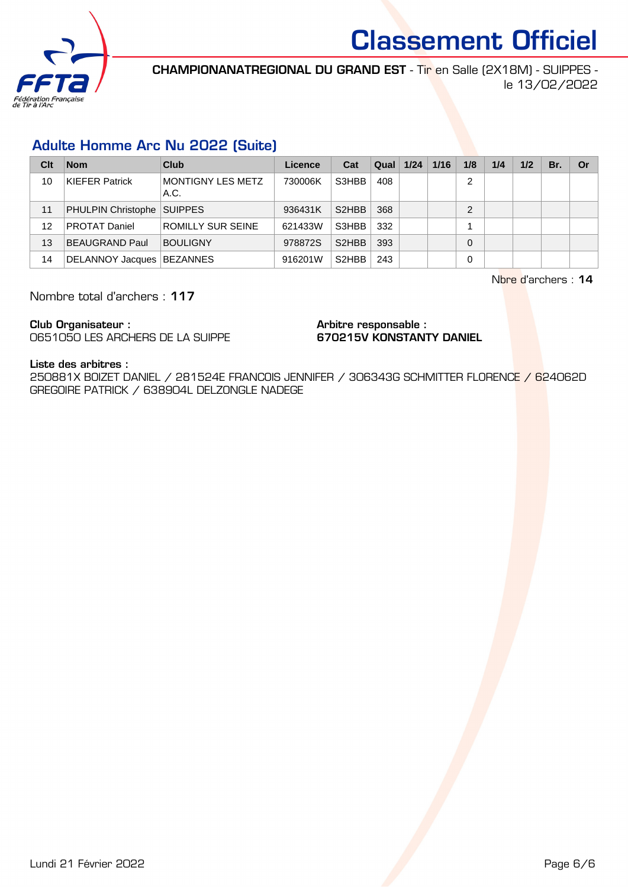# Classement Officiel

**CHAMPIONANATREGIONAL DU GRAND EST** - Tir en Salle (2X18M) - SUIPPES - le 13/02/2022

## Adulte Homme Arc Nu 2022 (Suite)

| Clt | Nom | Club | Licence | Cat | Qual | 1/24 | 1/16 | 1/8 | 1/4 | 1/2 | Br. | Or |
|---|---|---|---|---|---|---|---|---|---|---|---|---|
| 10 | KIEFER Patrick | MONTIGNY LES METZ A.C. | 730006K | S3HBB | 408 | | | 2 | | | | |
| 11 | PHULPIN Christophe | SUIPPES | 936431K | S2HBB | 368 | | | 2 | | | | |
| 12 | PROTAT Daniel | ROMILLY SUR SEINE | 621433W | S3HBB | 332 | | | 1 | | | | |
| 13 | BEAUGRAND Paul | BOULIGNY | 978872S | S2HBB | 393 | | | 0 | | | | |
| 14 | DELANNOY Jacques | BEZANNES | 916201W | S2HBB | 243 | | | 0 | | | | |

Nbre d'archers : **14**

Nombre total d'archers : **117**

**Club Organisateur :**
0651050 LES ARCHERS DE LA SUIPPE

**Arbitre responsable :**
**670215V KONSTANTY DANIEL**

**Liste des arbitres :**
250881X BOIZET DANIEL / 281524E FRANCOIS JENNIFER / 306343G SCHMITTER FLORENCE / 624062D GREGOIRE PATRICK / 638904L DELZONGLE NADEGE

Lundi 21 Février 2022